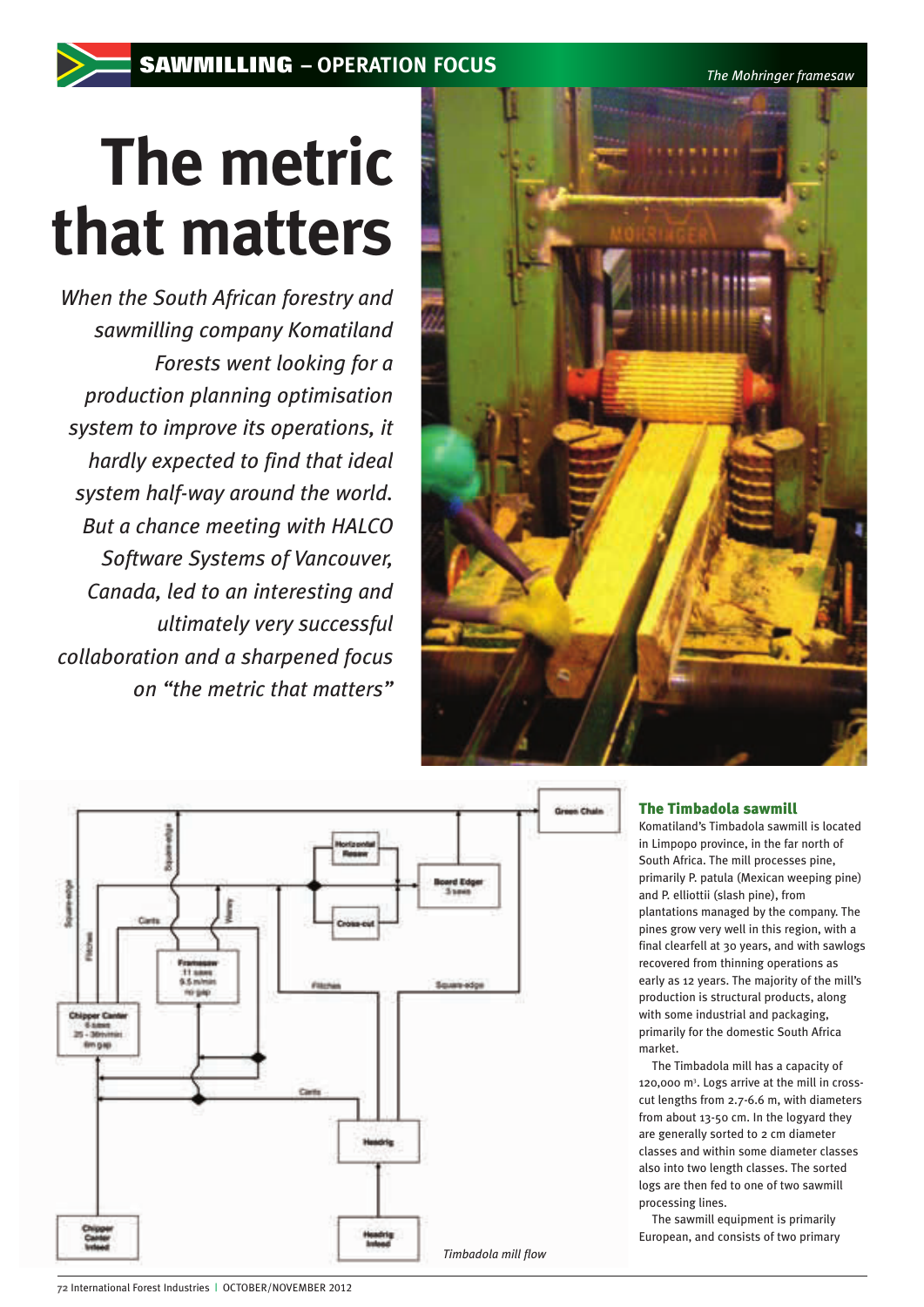# The metric that matters

*When the South African forestry and sawmilling company Komatiland Forests went looking for a production planning optimisation system to improve its operations, it hardly expected to find that ideal system half-way around the world. But a chance meeting with HALCO Software Systems of Vancouver, Canada, led to an interesting and ultimately very successful collaboration and a sharpened focus on "the metric that matters"*

*The Mohringer framesaw*

*Timbadola mill flow*

### The Timbadola sawmill

Komatiland's Timbadola sawmill is located in Limpopo province, in the far north of South Africa. The mill processes pine, primarily P. patula (Mexican weeping pine) and P. elliottii (slash pine), from plantations managed by the company. The pines grow very well in this region, with a final clearfell at 30 years, and with sawlogs recovered from thinning operations as early as 12 years. The majority of the mill's production is structural products, along with some industrial and packaging, primarily for the domestic South Africa market.

The Timbadola mill has a capacity of 120,000 m³. Logs arrive at the mill in cross-cut lengths from 2.7-6.6 m, with diameters from about 13-50 cm. In the logyard they are generally sorted to 2 cm diameter classes and within some diameter classes also into two length classes. The sorted logs are then fed to one of two sawmill processing lines.

The sawmill equipment is primarily European, and consists of two primary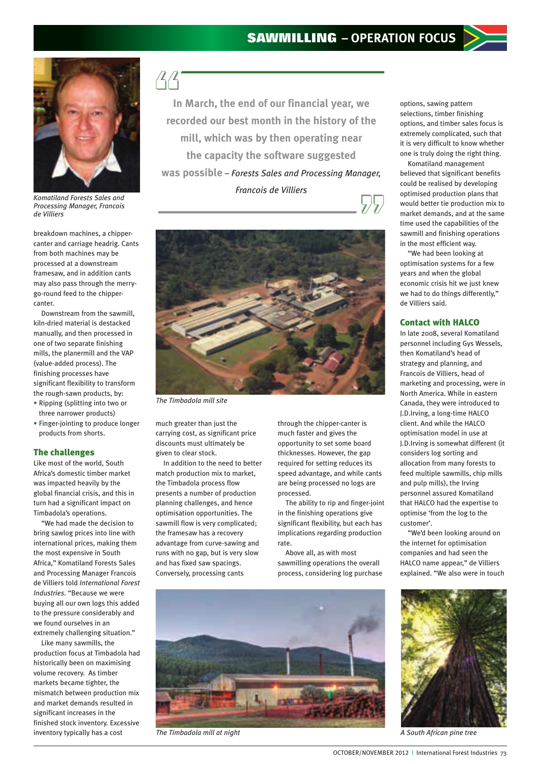Komatiland Forests Sales and Processing Manager, Francois de Villiers

breakdown machines, a chipper-canter and carriage headrig. Cants from both machines may be processed at a downstream framesaw, and in addition cants may also pass through the merry-go-round feed to the chipper-canter.

Downstream from the sawmill, kiln-dried material is destacked manually, and then processed in one of two separate finishing mills, the planermill and the VAP (value-added process). The finishing processes have significant flexibility to transform the rough-sawn products, by:

- Ripping (splitting into two or three narrower products)
- Finger-jointing to produce longer products from shorts.

> **In March, the end of our financial year, we recorded our best month in the history of the mill, which was by then operating near the capacity the software suggested was possible** – *Forests Sales and Processing Manager, Francois de Villiers*

## The challenges

Like most of the world, South Africa's domestic timber market was impacted heavily by the global financial crisis, and this in turn had a significant impact on Timbadola's operations.

"We had made the decision to bring sawlog prices into line with international prices, making them the most expensive in South Africa," Komatiland Forests Sales and Processing Manager Francois de Villiers told *International Forest Industries*. "Because we were buying all our own logs this added to the pressure considerably and we found ourselves in an extremely challenging situation."

Like many sawmills, the production focus at Timbadola had historically been on maximising volume recovery. As timber markets became tighter, the mismatch between production mix and market demands resulted in significant increases in the finished stock inventory. Excessive inventory typically has a cost much greater than just the carrying cost, as significant price discounts must ultimately be given to clear stock.

In addition to the need to better match production mix to market, the Timbadola process flow presents a number of production planning challenges, and hence optimisation opportunities. The sawmill flow is very complicated; the framesaw has a recovery advantage from curve-sawing and runs with no gap, but is very slow and has fixed saw spacings. Conversely, processing cants through the chipper-canter is much faster and gives the opportunity to set some board thicknesses. However, the gap required for setting reduces its speed advantage, and while cants are being processed no logs are processed.

The ability to rip and finger-joint in the finishing operations give significant flexibility, but each has implications regarding production rate.

Above all, as with most sawmilling operations the overall process, considering log purchase options, sawing pattern selections, timber finishing options, and timber sales focus is extremely complicated, such that it is very difficult to know whether one is truly doing the right thing.

Komatiland management believed that significant benefits could be realised by developing optimised production plans that would better tie production mix to market demands, and at the same time used the capabilities of the sawmill and finishing operations in the most efficient way.

"We had been looking at optimisation systems for a few years and when the global economic crisis hit we just knew we had to do things differently," de Villiers said.

The Timbadola mill site

## Contact with HALCO

In late 2008, several Komatiland personnel including Gys Wessels, then Komatiland's head of strategy and planning, and Francois de Villiers, head of marketing and processing, were in North America. While in eastern Canada, they were introduced to J.D.Irving, a long-time HALCO client. And while the HALCO optimisation model in use at J.D.Irving is somewhat different (it considers log sorting and allocation from many forests to feed multiple sawmills, chip mills and pulp mills), the Irving personnel assured Komatiland that HALCO had the expertise to optimise 'from the log to the customer'.

"We'd been looking around on the internet for optimisation companies and had seen the HALCO name appear," de Villiers explained. "We also were in touch

The Timbadola mill at night

A South African pine tree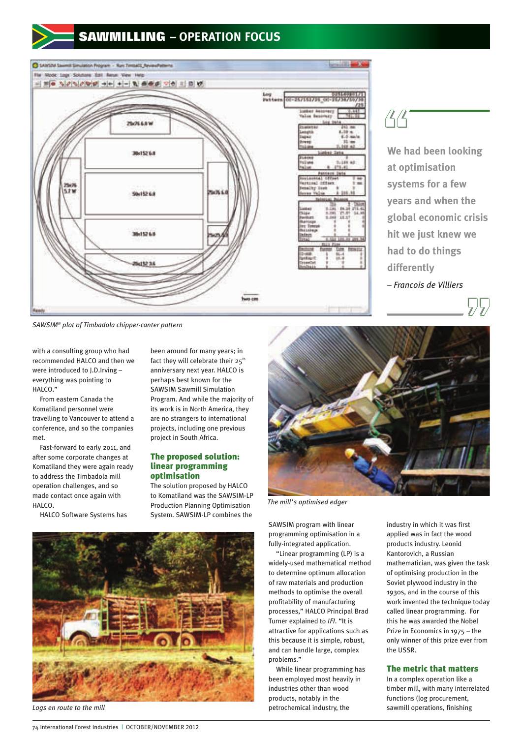SAWSIM® plot of Timbadola chipper-canter pattern

> We had been looking at optimisation systems for a few years and when the global economic crisis hit we just knew we had to do things differently
>
> *– Francois de Villiers*

with a consulting group who had recommended HALCO and then we were introduced to J.D.Irving – everything was pointing to HALCO."

From eastern Canada the Komatiland personnel were travelling to Vancouver to attend a conference, and so the companies met.

Fast-forward to early 2011, and after some corporate changes at Komatiland they were again ready to address the Timbadola mill operation challenges, and so made contact once again with HALCO.

HALCO Software Systems has been around for many years; in fact they will celebrate their 25th anniversary next year. HALCO is perhaps best known for the SAWSIM Sawmill Simulation Program. And while the majority of its work is in North America, they are no strangers to international projects, including one previous project in South Africa.

## The proposed solution: linear programming optimisation

The solution proposed by HALCO to Komatiland was the SAWSIM-LP Production Planning Optimisation System. SAWSIM-LP combines the SAWSIM program with linear programming optimisation in a fully-integrated application.

"Linear programming (LP) is a widely-used mathematical method to determine optimum allocation of raw materials and production methods to optimise the overall profitability of manufacturing processes," HALCO Principal Brad Turner explained to *IFI*. "It is attractive for applications such as this because it is simple, robust, and can handle large, complex problems."

While linear programming has been employed most heavily in industries other than wood products, notably in the petrochemical industry, the industry in which it was first applied was in fact the wood products industry. Leonid Kantorovich, a Russian mathematician, was given the task of optimising production in the Soviet plywood industry in the 1930s, and in the course of this work invented the technique today called linear programming. For this he was awarded the Nobel Prize in Economics in 1975 – the only winner of this prize ever from the USSR.

The mill's optimised edger

Logs en route to the mill

## The metric that matters

In a complex operation like a timber mill, with many interrelated functions (log procurement, sawmill operations, finishing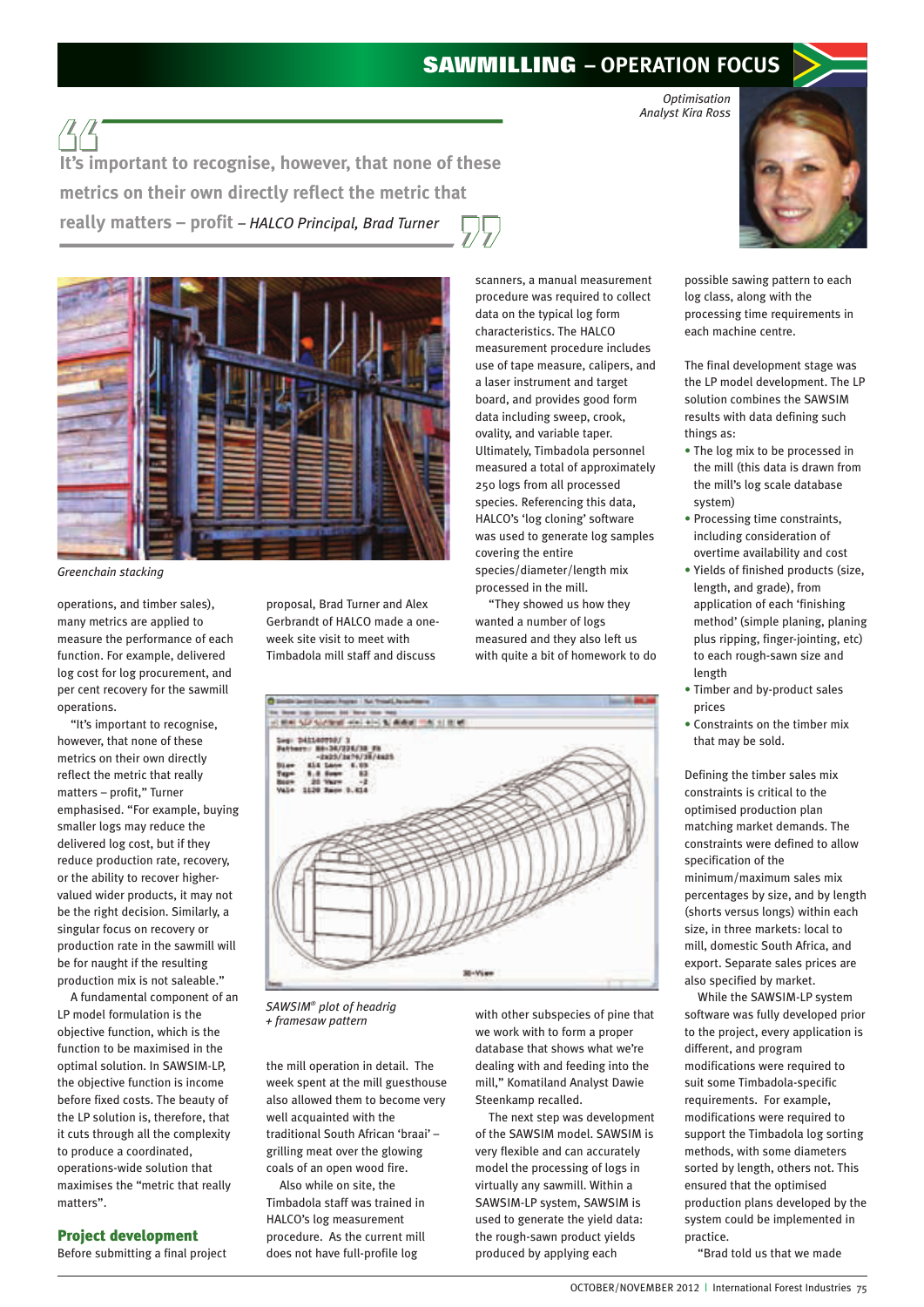Optimisation Analyst Kira Ross

> It's important to recognise, however, that none of these metrics on their own directly reflect the metric that really matters – profit – *HALCO Principal, Brad Turner*

*Greenchain stacking*

operations, and timber sales), many metrics are applied to measure the performance of each function. For example, delivered log cost for log procurement, and per cent recovery for the sawmill operations.

"It's important to recognise, however, that none of these metrics on their own directly reflect the metric that really matters – profit," Turner emphasised. "For example, buying smaller logs may reduce the delivered log cost, but if they reduce production rate, recovery, or the ability to recover higher-valued wider products, it may not be the right decision. Similarly, a singular focus on recovery or production rate in the sawmill will be for naught if the resulting production mix is not saleable."

A fundamental component of an LP model formulation is the objective function, which is the function to be maximised in the optimal solution. In SAWSIM-LP, the objective function is income before fixed costs. The beauty of the LP solution is, therefore, that it cuts through all the complexity to produce a coordinated, operations-wide solution that maximises the "metric that really matters".

## Project development

Before submitting a final project proposal, Brad Turner and Alex Gerbrandt of HALCO made a one-week site visit to meet with Timbadola mill staff and discuss the mill operation in detail. The week spent at the mill guesthouse also allowed them to become very well acquainted with the traditional South African 'braai' – grilling meat over the glowing coals of an open wood fire.

Also while on site, the Timbadola staff was trained in HALCO's log measurement procedure. As the current mill does not have full-profile log scanners, a manual measurement procedure was required to collect data on the typical log form characteristics. The HALCO measurement procedure includes use of tape measure, calipers, and a laser instrument and target board, and provides good form data including sweep, crook, ovality, and variable taper. Ultimately, Timbadola personnel measured a total of approximately 250 logs from all processed species. Referencing this data, HALCO's 'log cloning' software was used to generate log samples covering the entire species/diameter/length mix processed in the mill.

"They showed us how they wanted a number of logs measured and they also left us with quite a bit of homework to do with other subspecies of pine that we work with to form a proper database that shows what we're dealing with and feeding into the mill," Komatiland Analyst Dawie Steenkamp recalled.

*SAWSIM® plot of headrig + framesaw pattern*

The next step was development of the SAWSIM model. SAWSIM is very flexible and can accurately model the processing of logs in virtually any sawmill. Within a SAWSIM-LP system, SAWSIM is used to generate the yield data: the rough-sawn product yields produced by applying each possible sawing pattern to each log class, along with the processing time requirements in each machine centre.

The final development stage was the LP model development. The LP solution combines the SAWSIM results with data defining such things as:

- The log mix to be processed in the mill (this data is drawn from the mill's log scale database system)
- Processing time constraints, including consideration of overtime availability and cost
- Yields of finished products (size, length, and grade), from application of each 'finishing method' (simple planing, planing plus ripping, finger-jointing, etc) to each rough-sawn size and length
- Timber and by-product sales prices
- Constraints on the timber mix that may be sold.

Defining the timber sales mix constraints is critical to the optimised production plan matching market demands. The constraints were defined to allow specification of the minimum/maximum sales mix percentages by size, and by length (shorts versus longs) within each size, in three markets: local to mill, domestic South Africa, and export. Separate sales prices are also specified by market.

While the SAWSIM-LP system software was fully developed prior to the project, every application is different, and program modifications were required to suit some Timbadola-specific requirements. For example, modifications were required to support the Timbadola log sorting methods, with some diameters sorted by length, others not. This ensured that the optimised production plans developed by the system could be implemented in practice.

"Brad told us that we made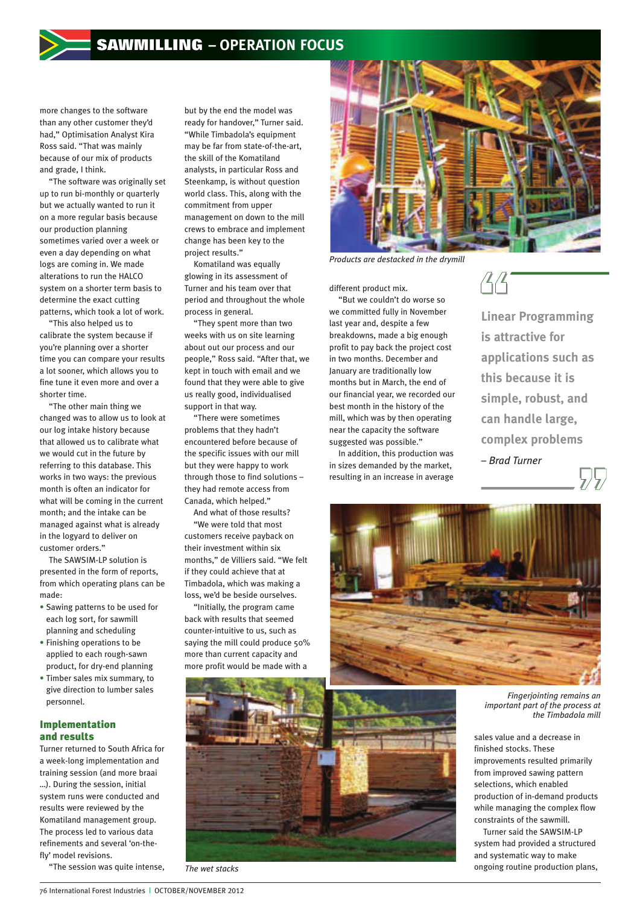more changes to the software than any other customer they'd had," Optimisation Analyst Kira Ross said. "That was mainly because of our mix of products and grade, I think.

"The software was originally set up to run bi-monthly or quarterly but we actually wanted to run it on a more regular basis because our production planning sometimes varied over a week or even a day depending on what logs are coming in. We made alterations to run the HALCO system on a shorter term basis to determine the exact cutting patterns, which took a lot of work.

"This also helped us to calibrate the system because if you're planning over a shorter time you can compare your results a lot sooner, which allows you to fine tune it even more and over a shorter time.

"The other main thing we changed was to allow us to look at our log intake history because that allowed us to calibrate what we would cut in the future by referring to this database. This works in two ways: the previous month is often an indicator for what will be coming in the current month; and the intake can be managed against what is already in the logyard to deliver on customer orders."

The SAWSIM-LP solution is presented in the form of reports, from which operating plans can be made:

- Sawing patterns to be used for each log sort, for sawmill planning and scheduling
- Finishing operations to be applied to each rough-sawn product, for dry-end planning
- Timber sales mix summary, to give direction to lumber sales personnel.

## Implementation and results

Turner returned to South Africa for a week-long implementation and training session (and more braai ...). During the session, initial system runs were conducted and results were reviewed by the Komatiland management group. The process led to various data refinements and several 'on-the-fly' model revisions.

"The session was quite intense, but by the end the model was ready for handover," Turner said. "While Timbadola's equipment may be far from state-of-the-art, the skill of the Komatiland analysts, in particular Ross and Steenkamp, is without question world class. This, along with the commitment from upper management on down to the mill crews to embrace and implement change has been key to the project results."

Komatiland was equally glowing in its assessment of Turner and his team over that period and throughout the whole process in general.

"They spent more than two weeks with us on site learning about out our process and our people," Ross said. "After that, we kept in touch with email and we found that they were able to give us really good, individualised support in that way.

"There were sometimes problems that they hadn't encountered before because of the specific issues with our mill but they were happy to work through those to find solutions – they had remote access from Canada, which helped."

And what of those results?

"We were told that most customers receive payback on their investment within six months," de Villiers said. "We felt if they could achieve that at Timbadola, which was making a loss, we'd be beside ourselves.

"Initially, the program came back with results that seemed counter-intuitive to us, such as saying the mill could produce 50% more than current capacity and more profit would be made with a different product mix.

"But we couldn't do worse so we committed fully in November last year and, despite a few breakdowns, made a big enough profit to pay back the project cost in two months. December and January are traditionally low months but in March, the end of our financial year, we recorded our best month in the history of the mill, which was by then operating near the capacity the software suggested was possible."

In addition, this production was in sizes demanded by the market, resulting in an increase in average sales value and a decrease in finished stocks. These improvements resulted primarily from improved sawing pattern selections, which enabled production of in-demand products while managing the complex flow constraints of the sawmill.

Turner said the SAWSIM-LP system had provided a structured and systematic way to make ongoing routine production plans,

> **Linear Programming is attractive for applications such as this because it is simple, robust, and can handle large, complex problems**
>
> *– Brad Turner*

*Products are destacked in the drymill*

*Fingerjointing remains an important part of the process at the Timbadola mill*

*The wet stacks*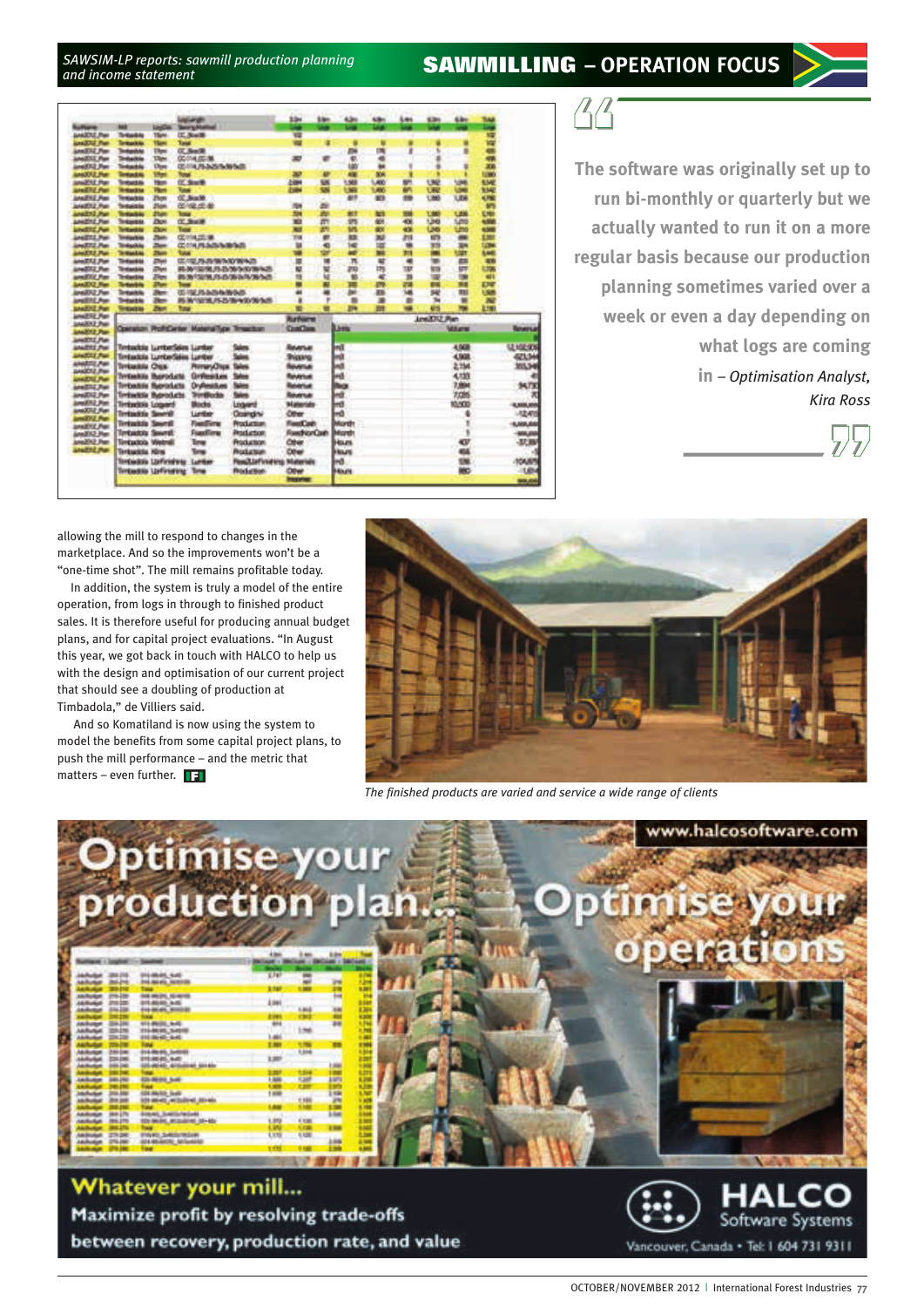> The software was originally set up to run bi-monthly or quarterly but we actually wanted to run it on a more regular basis because our production planning sometimes varied over a week or even a day depending on what logs are coming in – *Optimisation Analyst, Kira Ross*

allowing the mill to respond to changes in the marketplace. And so the improvements won't be a "one-time shot". The mill remains profitable today.

In addition, the system is truly a model of the entire operation, from logs in through to finished product sales. It is therefore useful for producing annual budget plans, and for capital project evaluations. "In August this year, we got back in touch with HALCO to help us with the design and optimisation of our current project that should see a doubling of production at Timbadola," de Villiers said.

And so Komatiland is now using the system to model the benefits from some capital project plans, to push the mill performance – and the metric that matters – even further.

*The finished products are varied and service a wide range of clients*

www.halcosoftware.com

Optimise your production plan...

Optimise your operations

Whatever your mill...

Maximize profit by resolving trade-offs between recovery, production rate, and value

HALCO Software Systems

Vancouver, Canada • Tel: 1 604 731 9311